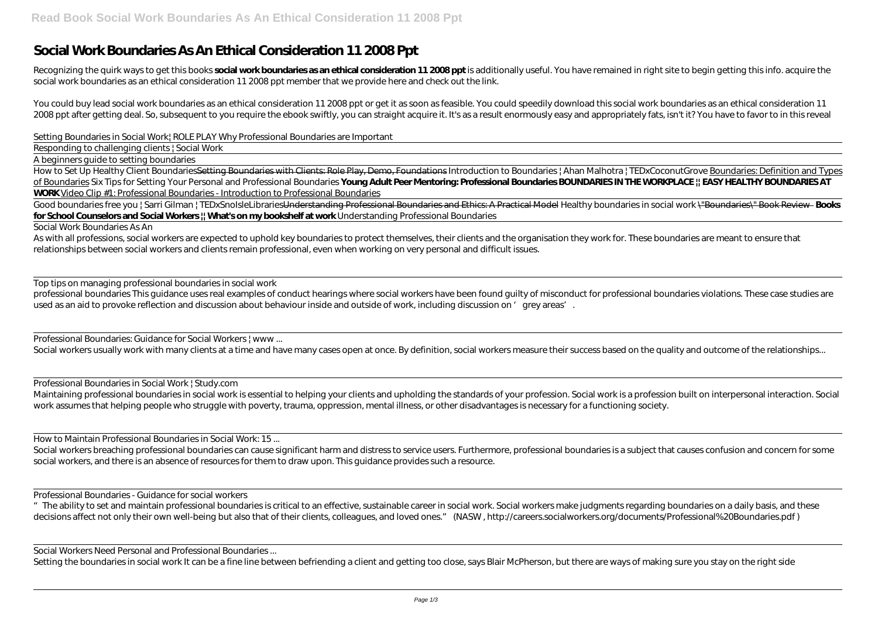# Social Work Boundaries As An Ethical Consideration 11 2008 Ppt

Recognizing the quirk ways to get this books **social work boundaries as an ethical consideration 11 2008 ppt** is additionally useful. You have remained in right site to begin getting this info. acquire the social work boundaries as an ethical consideration 11 2008 ppt member that we provide here and check out the link.

You could buy lead social work boundaries as an ethical consideration 11 2008 ppt or get it as soon as feasible. You could speedily download this social work boundaries as an ethical consideration 11 2008 ppt after getting deal. So, subsequent to you require the ebook swiftly, you can straight acquire it. It's as a result enormously easy and appropriately fats, isn't it? You have to favor to in this reveal

*Setting Boundaries in Social Work| ROLE PLAY Why Professional Boundaries are Important*

Responding to challenging clients | Social Work

A beginners guide to setting boundaries

How to Set Up Healthy Client Boundaries~~Setting Boundaries with Clients: Role Play, Demo, Foundations~~ *Introduction to Boundaries | Ahan Malhotra | TEDxCoconutGrove* Boundaries: Definition and Types of Boundaries *Six Tips for Setting Your Personal and Professional Boundaries* **Young Adult Peer Mentoring: Professional Boundaries BOUNDARIES IN THE WORKPLACE || EASY HEALTHY BOUNDARIES AT WORK** Video Clip #1: Professional Boundaries - Introduction to Professional Boundaries

Good boundaries free you | Sarri Gilman | TEDxSnoIsleLibraries~~Understanding Professional Boundaries and Ethics: A Practical Model~~ *Healthy boundaries in social work* ~~"Boundaries" Book Review~~ **Books for School Counselors and Social Workers || What's on my bookshelf at work** *Understanding Professional Boundaries*

Social Work Boundaries As An

As with all professions, social workers are expected to uphold key boundaries to protect themselves, their clients and the organisation they work for. These boundaries are meant to ensure that relationships between social workers and clients remain professional, even when working on very personal and difficult issues.

Top tips on managing professional boundaries in social work

professional boundaries This guidance uses real examples of conduct hearings where social workers have been found guilty of misconduct for professional boundaries violations. These case studies are used as an aid to provoke reflection and discussion about behaviour inside and outside of work, including discussion on 'grey areas'.

Professional Boundaries: Guidance for Social Workers | www ...

Social workers usually work with many clients at a time and have many cases open at once. By definition, social workers measure their success based on the quality and outcome of the relationships...

Professional Boundaries in Social Work | Study.com

Maintaining professional boundaries in social work is essential to helping your clients and upholding the standards of your profession. Social work is a profession built on interpersonal interaction. Social work assumes that helping people who struggle with poverty, trauma, oppression, mental illness, or other disadvantages is necessary for a functioning society.

How to Maintain Professional Boundaries in Social Work: 15 ...

Social workers breaching professional boundaries can cause significant harm and distress to service users. Furthermore, professional boundaries is a subject that causes confusion and concern for some social workers, and there is an absence of resources for them to draw upon. This guidance provides such a resource.

Professional Boundaries - Guidance for social workers

"The ability to set and maintain professional boundaries is critical to an effective, sustainable career in social work. Social workers make judgments regarding boundaries on a daily basis, and these decisions affect not only their own well-being but also that of their clients, colleagues, and loved ones." (NASW , http://careers.socialworkers.org/documents/Professional%20Boundaries.pdf )

Social Workers Need Personal and Professional Boundaries ...

Setting the boundaries in social work It can be a fine line between befriending a client and getting too close, says Blair McPherson, but there are ways of making sure you stay on the right side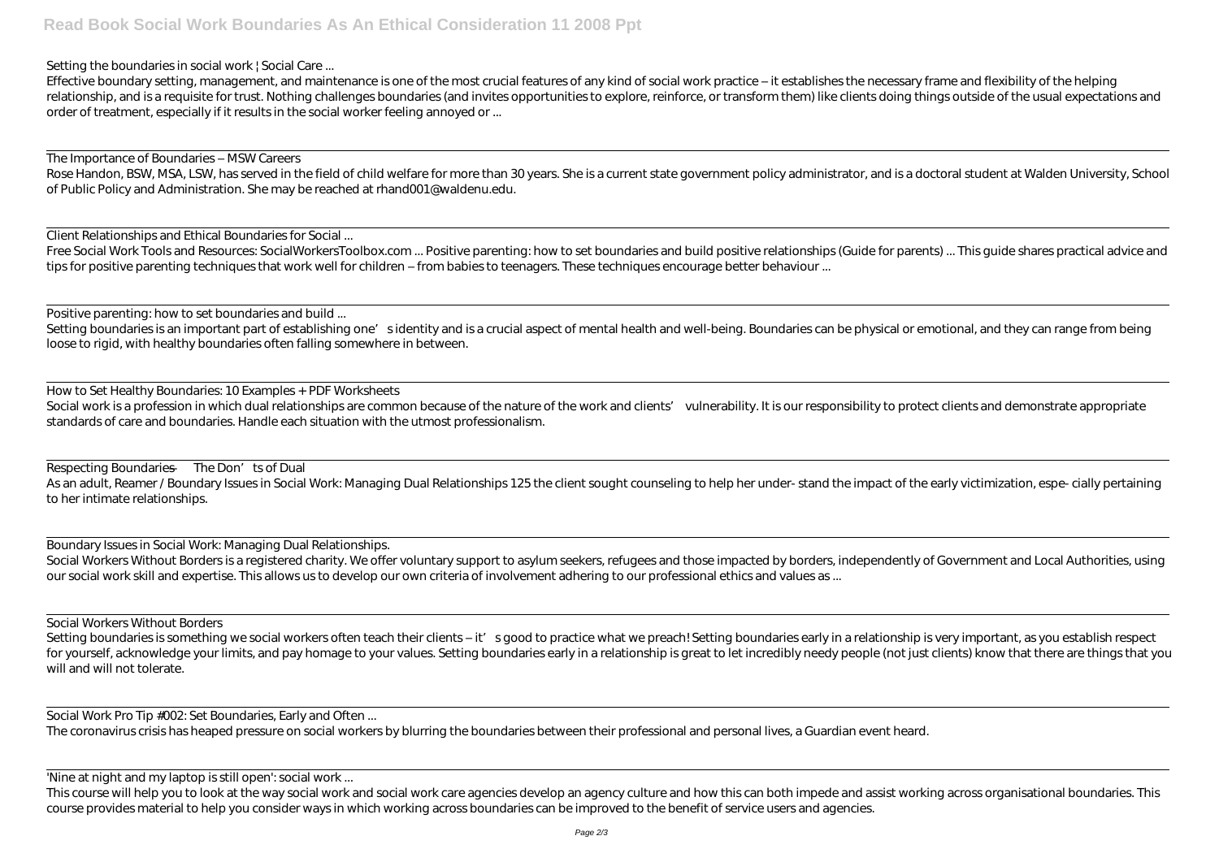Setting the boundaries in social work | Social Care ...

Effective boundary setting, management, and maintenance is one of the most crucial features of any kind of social work practice – it establishes the necessary frame and flexibility of the helping relationship, and is a requisite for trust. Nothing challenges boundaries (and invites opportunities to explore, reinforce, or transform them) like clients doing things outside of the usual expectations and order of treatment, especially if it results in the social worker feeling annoyed or ...

The Importance of Boundaries – MSW Careers

Rose Handon, BSW, MSA, LSW, has served in the field of child welfare for more than 30 years. She is a current state government policy administrator, and is a doctoral student at Walden University, School of Public Policy and Administration. She may be reached at rhand001@waldenu.edu.

Client Relationships and Ethical Boundaries for Social ...

Free Social Work Tools and Resources: SocialWorkersToolbox.com ... Positive parenting: how to set boundaries and build positive relationships (Guide for parents) ... This guide shares practical advice and tips for positive parenting techniques that work well for children – from babies to teenagers. These techniques encourage better behaviour ...

Positive parenting: how to set boundaries and build ...

Setting boundaries is an important part of establishing one's identity and is a crucial aspect of mental health and well-being. Boundaries can be physical or emotional, and they can range from being loose to rigid, with healthy boundaries often falling somewhere in between.

How to Set Healthy Boundaries: 10 Examples + PDF Worksheets

Social work is a profession in which dual relationships are common because of the nature of the work and clients' vulnerability. It is our responsibility to protect clients and demonstrate appropriate standards of care and boundaries. Handle each situation with the utmost professionalism.

Respecting Boundaries — The Don'ts of Dual

As an adult, Reamer / Boundary Issues in Social Work: Managing Dual Relationships 125 the client sought counseling to help her under- stand the impact of the early victimization, espe- cially pertaining to her intimate relationships.

Boundary Issues in Social Work: Managing Dual Relationships.

Social Workers Without Borders is a registered charity. We offer voluntary support to asylum seekers, refugees and those impacted by borders, independently of Government and Local Authorities, using our social work skill and expertise. This allows us to develop our own criteria of involvement adhering to our professional ethics and values as ...

Social Workers Without Borders

Setting boundaries is something we social workers often teach their clients – it's good to practice what we preach! Setting boundaries early in a relationship is very important, as you establish respect for yourself, acknowledge your limits, and pay homage to your values. Setting boundaries early in a relationship is great to let incredibly needy people (not just clients) know that there are things that you will and will not tolerate.

Social Work Pro Tip #002: Set Boundaries, Early and Often ...

The coronavirus crisis has heaped pressure on social workers by blurring the boundaries between their professional and personal lives, a Guardian event heard.

'Nine at night and my laptop is still open': social work ...

This course will help you to look at the way social work and social work care agencies develop an agency culture and how this can both impede and assist working across organisational boundaries. This course provides material to help you consider ways in which working across boundaries can be improved to the benefit of service users and agencies.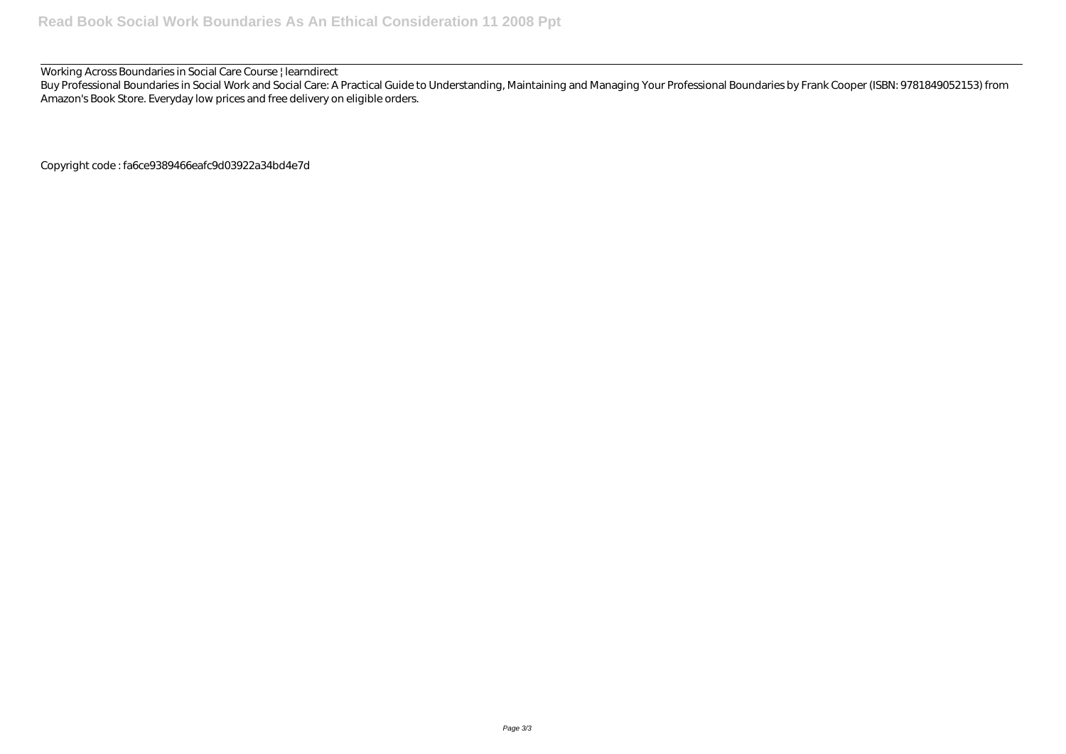Working Across Boundaries in Social Care Course ¦ learndirect

Buy Professional Boundaries in Social Work and Social Care: A Practical Guide to Understanding, Maintaining and Managing Your Professional Boundaries by Frank Cooper (ISBN: 9781849052153) from Amazon's Book Store. Everyday low prices and free delivery on eligible orders.

Copyright code : fa6ce9389466eafc9d03922a34bd4e7d